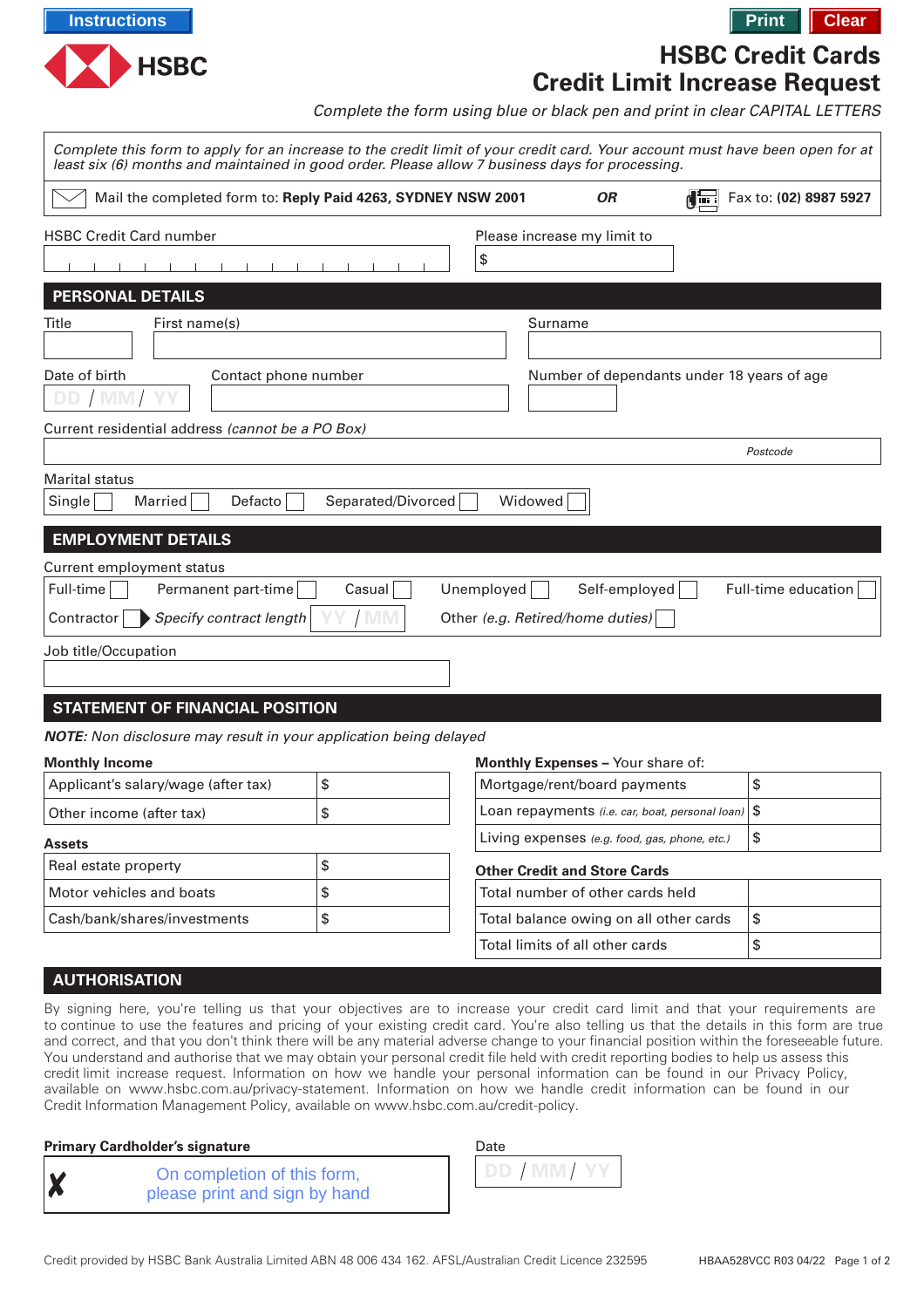Instructions

Print | Clear

# HSBC Credit Cards
# Credit Limit Increase Request

*Complete the form using blue or black pen and print in clear CAPITAL LETTERS*

*Complete this form to apply for an increase to the credit limit of your credit card. Your account must have been open for at least six (6) months and maintained in good order. Please allow 7 business days for processing.*

Mail the completed form to: **Reply Paid 4263, SYDNEY NSW 2001** ***OR*** Fax to: **(02) 8987 5927**

HSBC Credit Card number

Please increase my limit to $

## PERSONAL DETAILS

Title | First name(s) | Surname

Date of birth DD / MM / YY | Contact phone number | Number of dependants under 18 years of age

Current residential address *(cannot be a PO Box)* — *Postcode*

Marital status

Single ☐ Married ☐ Defacto ☐ Separated/Divorced ☐ Widowed ☐

## EMPLOYMENT DETAILS

Current employment status

Full-time ☐ Permanent part-time ☐ Casual ☐ Unemployed ☐ Self-employed ☐ Full-time education ☐

Contractor ☐ ▶ *Specify contract length* YY / MM — Other *(e.g. Retired/home duties)* ☐

Job title/Occupation

## STATEMENT OF FINANCIAL POSITION

***NOTE:*** *Non disclosure may result in your application being delayed*

**Monthly Income**

| | |
|---|---|
| Applicant's salary/wage (after tax) | $ |
| Other income (after tax) | $ |

**Assets**

| | |
|---|---|
| Real estate property | $ |
| Motor vehicles and boats | $ |
| Cash/bank/shares/investments | $ |

**Monthly Expenses –** Your share of:

| | |
|---|---|
| Mortgage/rent/board payments | $ |
| Loan repayments *(i.e. car, boat, personal loan)* | $ |
| Living expenses *(e.g. food, gas, phone, etc.)* | $ |

**Other Credit and Store Cards**

| | |
|---|---|
| Total number of other cards held | |
| Total balance owing on all other cards | $ |
| Total limits of all other cards | $ |

## AUTHORISATION

By signing here, you're telling us that your objectives are to increase your credit card limit and that your requirements are to continue to use the features and pricing of your existing credit card. You're also telling us that the details in this form are true and correct, and that you don't think there will be any material adverse change to your financial position within the foreseeable future. You understand and authorise that we may obtain your personal credit file held with credit reporting bodies to help us assess this credit limit increase request. Information on how we handle your personal information can be found in our Privacy Policy, available on www.hsbc.com.au/privacy-statement. Information on how we handle credit information can be found in our Credit Information Management Policy, available on www.hsbc.com.au/credit-policy.

**Primary Cardholder's signature**

✗ On completion of this form, please print and sign by hand

Date DD / MM / YY

Credit provided by HSBC Bank Australia Limited ABN 48 006 434 162. AFSL/Australian Credit Licence 232595

HBAA528VCC R03 04/22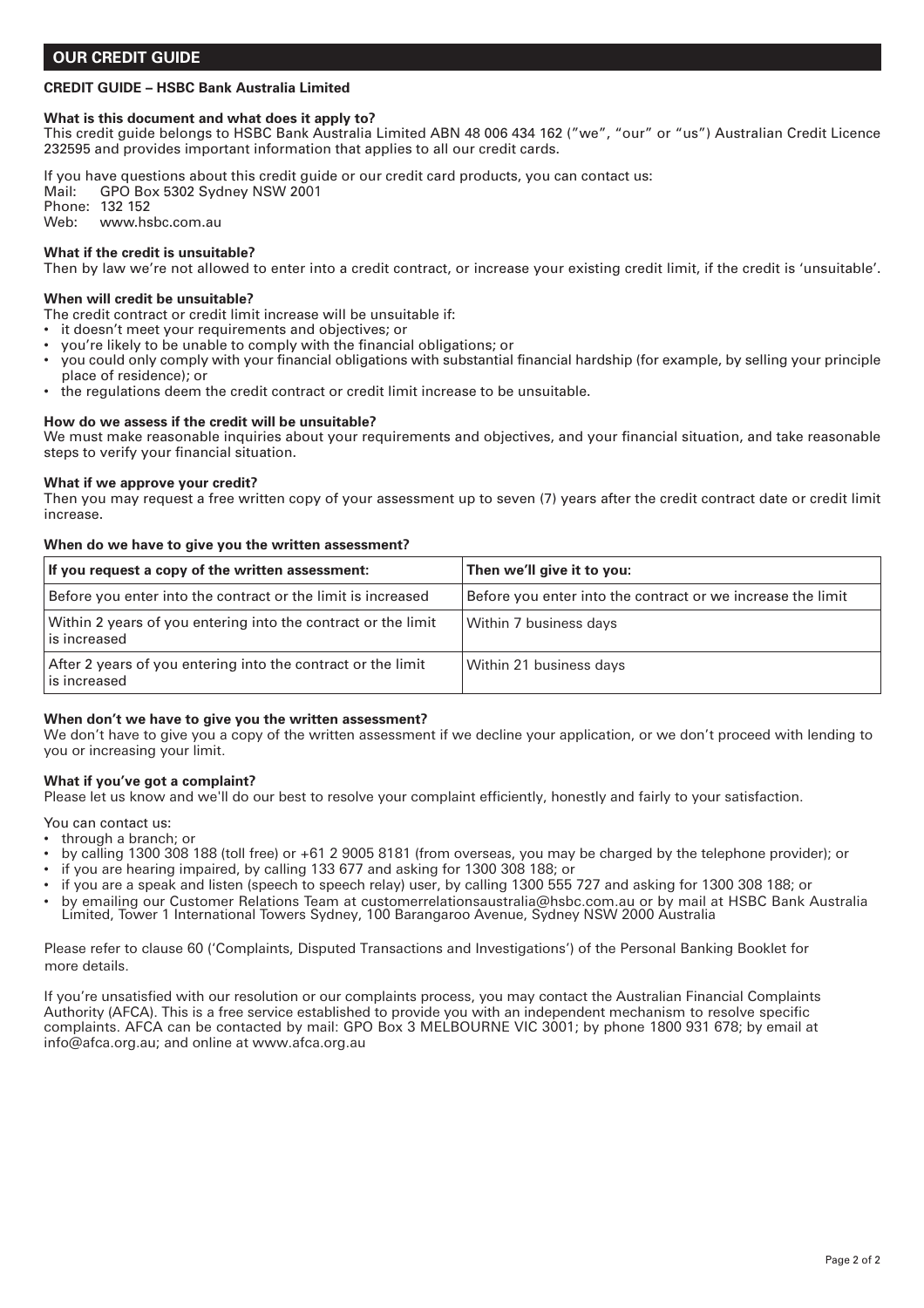## OUR CREDIT GUIDE

**CREDIT GUIDE – HSBC Bank Australia Limited**

**What is this document and what does it apply to?**
This credit guide belongs to HSBC Bank Australia Limited ABN 48 006 434 162 ("we", "our" or "us") Australian Credit Licence 232595 and provides important information that applies to all our credit cards.

If you have questions about this credit guide or our credit card products, you can contact us:
Mail: GPO Box 5302 Sydney NSW 2001
Phone: 132 152
Web: www.hsbc.com.au

**What if the credit is unsuitable?**
Then by law we're not allowed to enter into a credit contract, or increase your existing credit limit, if the credit is 'unsuitable'.

**When will credit be unsuitable?**
The credit contract or credit limit increase will be unsuitable if:

- it doesn't meet your requirements and objectives; or
- you're likely to be unable to comply with the financial obligations; or
- you could only comply with your financial obligations with substantial financial hardship (for example, by selling your principle place of residence); or
- the regulations deem the credit contract or credit limit increase to be unsuitable.

**How do we assess if the credit will be unsuitable?**
We must make reasonable inquiries about your requirements and objectives, and your financial situation, and take reasonable steps to verify your financial situation.

**What if we approve your credit?**
Then you may request a free written copy of your assessment up to seven (7) years after the credit contract date or credit limit increase.

**When do we have to give you the written assessment?**

| If you request a copy of the written assessment: | Then we'll give it to you: |
|---|---|
| Before you enter into the contract or the limit is increased | Before you enter into the contract or we increase the limit |
| Within 2 years of you entering into the contract or the limit is increased | Within 7 business days |
| After 2 years of you entering into the contract or the limit is increased | Within 21 business days |

**When don't we have to give you the written assessment?**
We don't have to give you a copy of the written assessment if we decline your application, or we don't proceed with lending to you or increasing your limit.

**What if you've got a complaint?**
Please let us know and we'll do our best to resolve your complaint efficiently, honestly and fairly to your satisfaction.

You can contact us:

- through a branch; or
- by calling 1300 308 188 (toll free) or +61 2 9005 8181 (from overseas, you may be charged by the telephone provider); or
- if you are hearing impaired, by calling 133 677 and asking for 1300 308 188; or
- if you are a speak and listen (speech to speech relay) user, by calling 1300 555 727 and asking for 1300 308 188; or
- by emailing our Customer Relations Team at customerrelationsaustralia@hsbc.com.au or by mail at HSBC Bank Australia Limited, Tower 1 International Towers Sydney, 100 Barangaroo Avenue, Sydney NSW 2000 Australia

Please refer to clause 60 ('Complaints, Disputed Transactions and Investigations') of the Personal Banking Booklet for more details.

If you're unsatisfied with our resolution or our complaints process, you may contact the Australian Financial Complaints Authority (AFCA). This is a free service established to provide you with an independent mechanism to resolve specific complaints. AFCA can be contacted by mail: GPO Box 3 MELBOURNE VIC 3001; by phone 1800 931 678; by email at info@afca.org.au; and online at www.afca.org.au